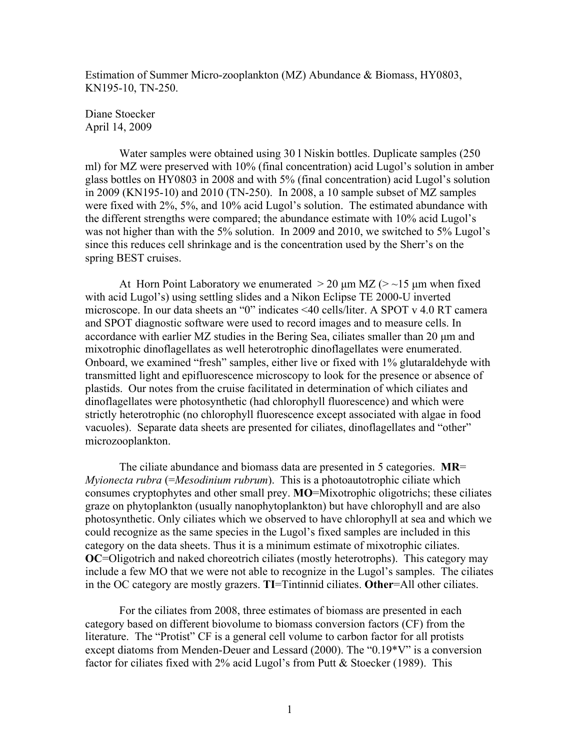Estimation of Summer Micro-zooplankton (MZ) Abundance & Biomass, HY0803, KN195-10, TN-250.

Diane Stoecker
April 14, 2009

Water samples were obtained using 30 l Niskin bottles. Duplicate samples (250 ml) for MZ were preserved with 10% (final concentration) acid Lugol's solution in amber glass bottles on HY0803 in 2008 and with 5% (final concentration) acid Lugol's solution in 2009 (KN195-10) and 2010 (TN-250). In 2008, a 10 sample subset of MZ samples were fixed with 2%, 5%, and 10% acid Lugol's solution. The estimated abundance with the different strengths were compared; the abundance estimate with 10% acid Lugol's was not higher than with the 5% solution. In 2009 and 2010, we switched to 5% Lugol's since this reduces cell shrinkage and is the concentration used by the Sherr's on the spring BEST cruises.

At Horn Point Laboratory we enumerated > 20 µm MZ (> ~15 µm when fixed with acid Lugol's) using settling slides and a Nikon Eclipse TE 2000-U inverted microscope. In our data sheets an "0" indicates <40 cells/liter. A SPOT v 4.0 RT camera and SPOT diagnostic software were used to record images and to measure cells. In accordance with earlier MZ studies in the Bering Sea, ciliates smaller than 20 µm and mixotrophic dinoflagellates as well heterotrophic dinoflagellates were enumerated. Onboard, we examined "fresh" samples, either live or fixed with 1% glutaraldehyde with transmitted light and epifluorescence microscopy to look for the presence or absence of plastids. Our notes from the cruise facilitated in determination of which ciliates and dinoflagellates were photosynthetic (had chlorophyll fluorescence) and which were strictly heterotrophic (no chlorophyll fluorescence except associated with algae in food vacuoles). Separate data sheets are presented for ciliates, dinoflagellates and "other" microzooplankton.

The ciliate abundance and biomass data are presented in 5 categories. **MR**= *Myionecta rubra* (=*Mesodinium rubrum*). This is a photoautotrophic ciliate which consumes cryptophytes and other small prey. **MO**=Mixotrophic oligotrichs; these ciliates graze on phytoplankton (usually nanophytoplankton) but have chlorophyll and are also photosynthetic. Only ciliates which we observed to have chlorophyll at sea and which we could recognize as the same species in the Lugol's fixed samples are included in this category on the data sheets. Thus it is a minimum estimate of mixotrophic ciliates. **OC**=Oligotrich and naked choreotrich ciliates (mostly heterotrophs). This category may include a few MO that we were not able to recognize in the Lugol's samples. The ciliates in the OC category are mostly grazers. **TI**=Tintinnid ciliates. **Other**=All other ciliates.

For the ciliates from 2008, three estimates of biomass are presented in each category based on different biovolume to biomass conversion factors (CF) from the literature. The "Protist" CF is a general cell volume to carbon factor for all protists except diatoms from Menden-Deuer and Lessard (2000). The "0.19*V" is a conversion factor for ciliates fixed with 2% acid Lugol's from Putt & Stoecker (1989). This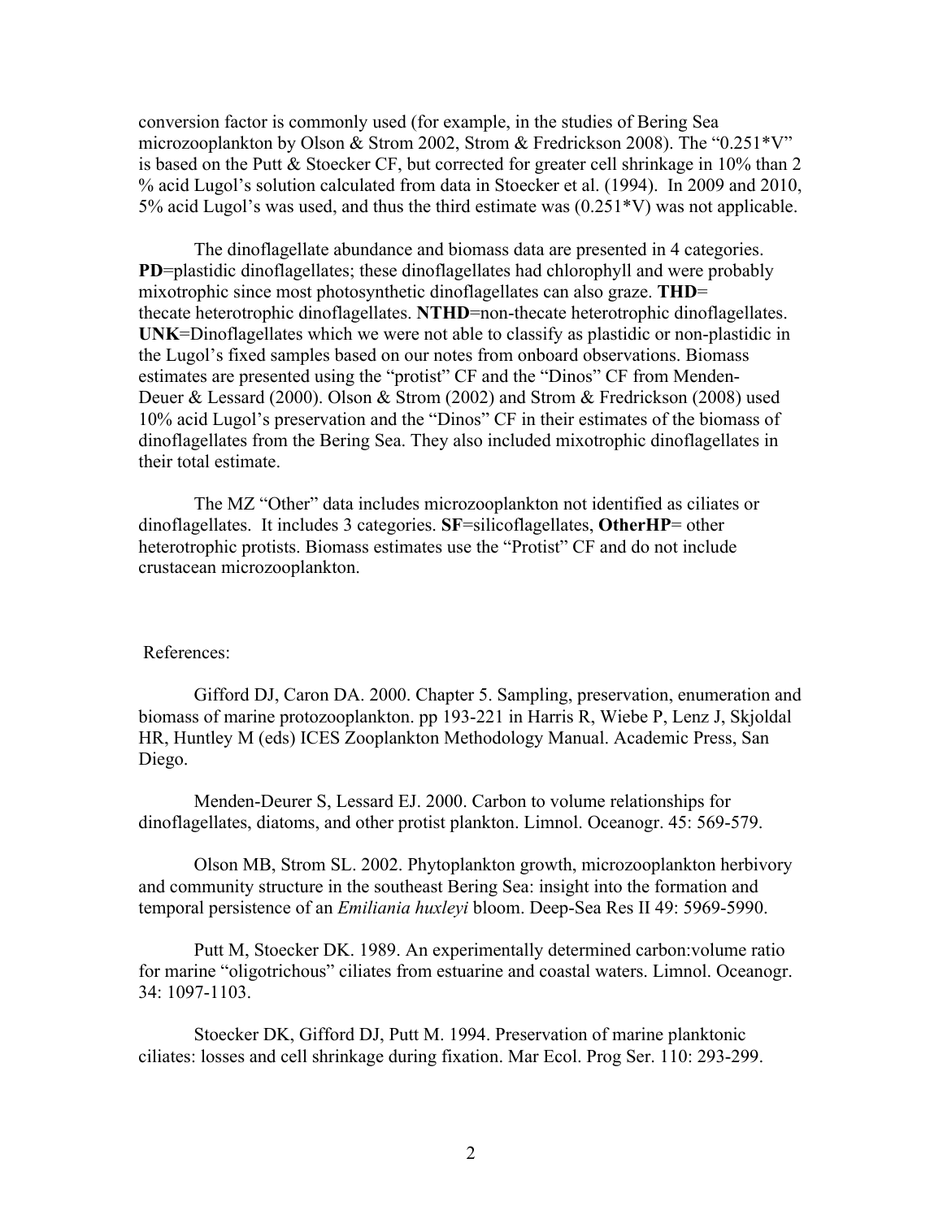conversion factor is commonly used (for example, in the studies of Bering Sea microzooplankton by Olson & Strom 2002, Strom & Fredrickson 2008). The "0.251*V" is based on the Putt & Stoecker CF, but corrected for greater cell shrinkage in 10% than 2 % acid Lugol's solution calculated from data in Stoecker et al. (1994). In 2009 and 2010, 5% acid Lugol's was used, and thus the third estimate was (0.251*V) was not applicable.

The dinoflagellate abundance and biomass data are presented in 4 categories. **PD**=plastidic dinoflagellates; these dinoflagellates had chlorophyll and were probably mixotrophic since most photosynthetic dinoflagellates can also graze. **THD**= thecate heterotrophic dinoflagellates. **NTHD**=non-thecate heterotrophic dinoflagellates. **UNK**=Dinoflagellates which we were not able to classify as plastidic or non-plastidic in the Lugol's fixed samples based on our notes from onboard observations. Biomass estimates are presented using the "protist" CF and the "Dinos" CF from Menden-Deuer & Lessard (2000). Olson & Strom (2002) and Strom & Fredrickson (2008) used 10% acid Lugol's preservation and the "Dinos" CF in their estimates of the biomass of dinoflagellates from the Bering Sea. They also included mixotrophic dinoflagellates in their total estimate.

The MZ "Other" data includes microzooplankton not identified as ciliates or dinoflagellates. It includes 3 categories. **SF**=silicoflagellates, **OtherHP**= other heterotrophic protists. Biomass estimates use the "Protist" CF and do not include crustacean microzooplankton.

References:

Gifford DJ, Caron DA. 2000. Chapter 5. Sampling, preservation, enumeration and biomass of marine protozooplankton. pp 193-221 in Harris R, Wiebe P, Lenz J, Skjoldal HR, Huntley M (eds) ICES Zooplankton Methodology Manual. Academic Press, San Diego.

Menden-Deurer S, Lessard EJ. 2000. Carbon to volume relationships for dinoflagellates, diatoms, and other protist plankton. Limnol. Oceanogr. 45: 569-579.

Olson MB, Strom SL. 2002. Phytoplankton growth, microzooplankton herbivory and community structure in the southeast Bering Sea: insight into the formation and temporal persistence of an *Emiliania huxleyi* bloom. Deep-Sea Res II 49: 5969-5990.

Putt M, Stoecker DK. 1989. An experimentally determined carbon:volume ratio for marine "oligotrichous" ciliates from estuarine and coastal waters. Limnol. Oceanogr. 34: 1097-1103.

Stoecker DK, Gifford DJ, Putt M. 1994. Preservation of marine planktonic ciliates: losses and cell shrinkage during fixation. Mar Ecol. Prog Ser. 110: 293-299.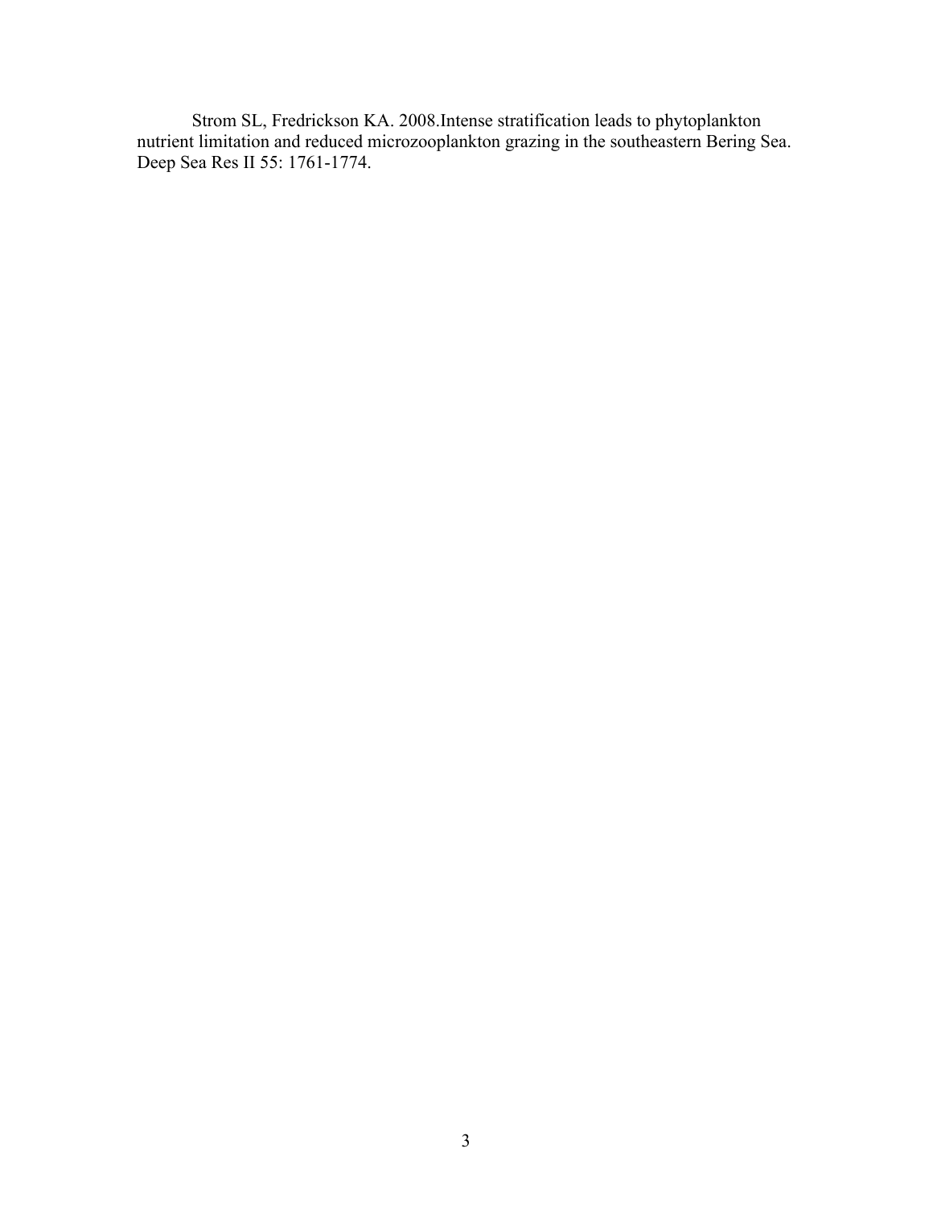Strom SL, Fredrickson KA. 2008.Intense stratification leads to phytoplankton nutrient limitation and reduced microzooplankton grazing in the southeastern Bering Sea. Deep Sea Res II 55: 1761-1774.